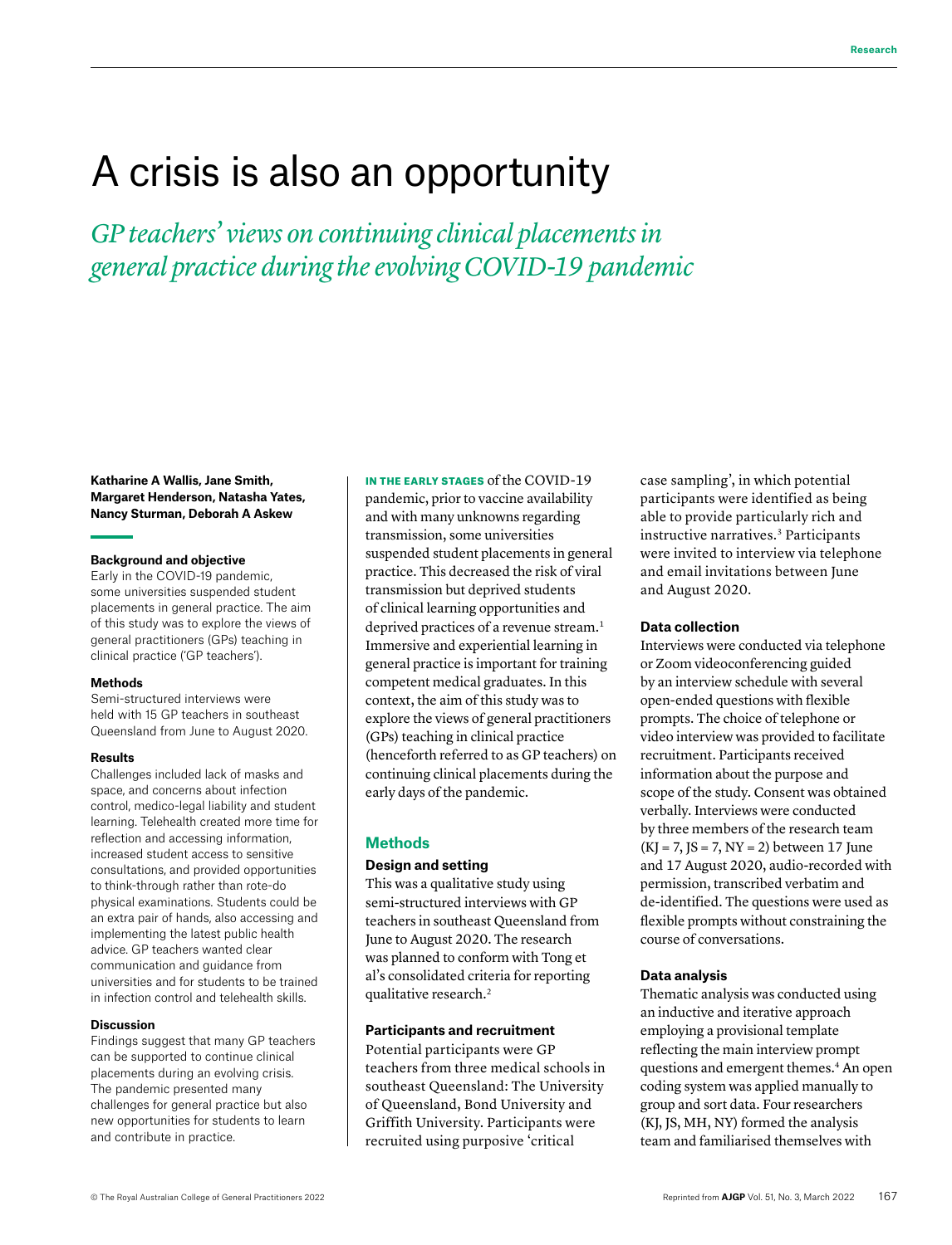# A crisis is also an opportunity

*GP teachers' views on continuing clinical placements in general practice during the evolving COVID-19 pandemic*

**Katharine A Wallis, Jane Smith, Margaret Henderson, Natasha Yates, Nancy Sturman, Deborah A Askew**

**Background and objective**

Early in the COVID-19 pandemic, some universities suspended student placements in general practice. The aim of this study was to explore the views of general practitioners (GPs) teaching in clinical practice ('GP teachers').

**Methods**

Semi-structured interviews were held with 15 GP teachers in southeast Queensland from June to August 2020.

**Results**

Challenges included lack of masks and space, and concerns about infection control, medico-legal liability and student learning. Telehealth created more time for reflection and accessing information, increased student access to sensitive consultations, and provided opportunities to think-through rather than rote-do physical examinations. Students could be an extra pair of hands, also accessing and implementing the latest public health advice. GP teachers wanted clear communication and guidance from universities and for students to be trained in infection control and telehealth skills.

**Discussion**

Findings suggest that many GP teachers can be supported to continue clinical placements during an evolving crisis. The pandemic presented many challenges for general practice but also new opportunities for students to learn and contribute in practice.

IN THE EARLY STAGES of the COVID-19 pandemic, prior to vaccine availability and with many unknowns regarding transmission, some universities suspended student placements in general practice. This decreased the risk of viral transmission but deprived students of clinical learning opportunities and deprived practices of a revenue stream.[1] Immersive and experiential learning in general practice is important for training competent medical graduates. In this context, the aim of this study was to explore the views of general practitioners (GPs) teaching in clinical practice (henceforth referred to as GP teachers) on continuing clinical placements during the early days of the pandemic.

## Methods

### Design and setting

This was a qualitative study using semi-structured interviews with GP teachers in southeast Queensland from June to August 2020. The research was planned to conform with Tong et al's consolidated criteria for reporting qualitative research.[2]

### Participants and recruitment

Potential participants were GP teachers from three medical schools in southeast Queensland: The University of Queensland, Bond University and Griffith University. Participants were recruited using purposive 'critical case sampling', in which potential participants were identified as being able to provide particularly rich and instructive narratives.[3] Participants were invited to interview via telephone and email invitations between June and August 2020.

### Data collection

Interviews were conducted via telephone or Zoom videoconferencing guided by an interview schedule with several open-ended questions with flexible prompts. The choice of telephone or video interview was provided to facilitate recruitment. Participants received information about the purpose and scope of the study. Consent was obtained verbally. Interviews were conducted by three members of the research team (KJ = 7, JS = 7, NY = 2) between 17 June and 17 August 2020, audio-recorded with permission, transcribed verbatim and de-identified. The questions were used as flexible prompts without constraining the course of conversations.

### Data analysis

Thematic analysis was conducted using an inductive and iterative approach employing a provisional template reflecting the main interview prompt questions and emergent themes.[4] An open coding system was applied manually to group and sort data. Four researchers (KJ, JS, MH, NY) formed the analysis team and familiarised themselves with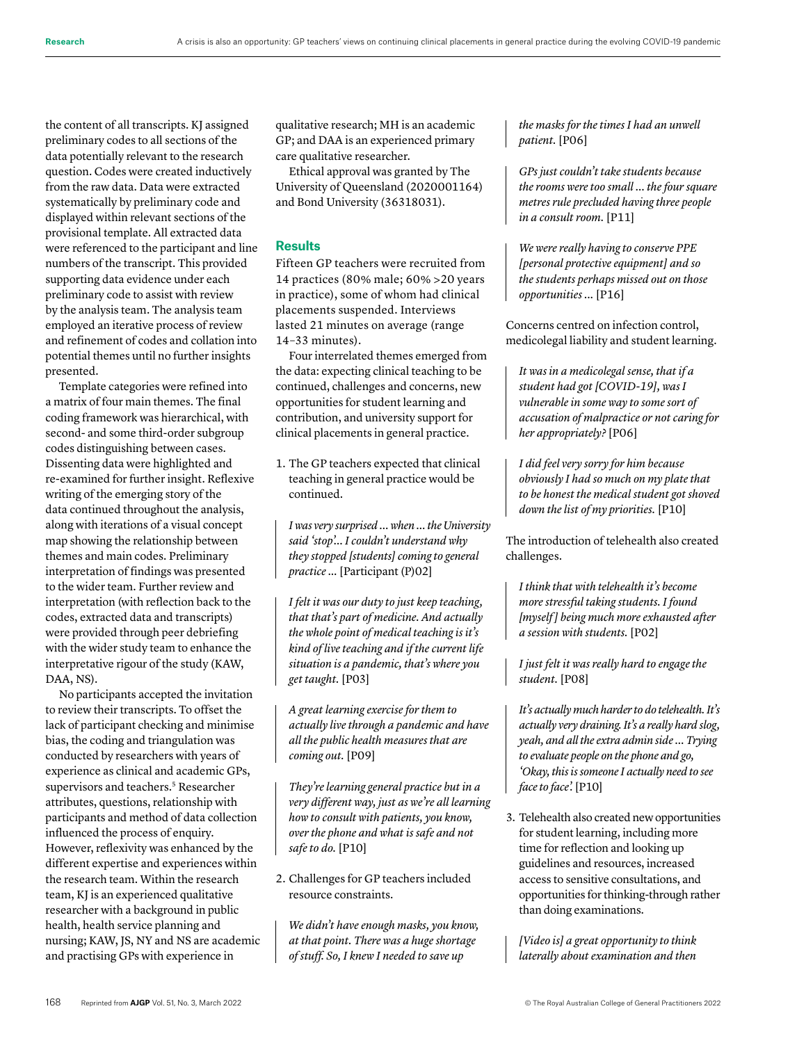the content of all transcripts. KJ assigned preliminary codes to all sections of the data potentially relevant to the research question. Codes were created inductively from the raw data. Data were extracted systematically by preliminary code and displayed within relevant sections of the provisional template. All extracted data were referenced to the participant and line numbers of the transcript. This provided supporting data evidence under each preliminary code to assist with review by the analysis team. The analysis team employed an iterative process of review and refinement of codes and collation into potential themes until no further insights presented.

Template categories were refined into a matrix of four main themes. The final coding framework was hierarchical, with second- and some third-order subgroup codes distinguishing between cases. Dissenting data were highlighted and re-examined for further insight. Reflexive writing of the emerging story of the data continued throughout the analysis, along with iterations of a visual concept map showing the relationship between themes and main codes. Preliminary interpretation of findings was presented to the wider team. Further review and interpretation (with reflection back to the codes, extracted data and transcripts) were provided through peer debriefing with the wider study team to enhance the interpretative rigour of the study (KAW, DAA, NS).

No participants accepted the invitation to review their transcripts. To offset the lack of participant checking and minimise bias, the coding and triangulation was conducted by researchers with years of experience as clinical and academic GPs, supervisors and teachers.[5] Researcher attributes, questions, relationship with participants and method of data collection influenced the process of enquiry. However, reflexivity was enhanced by the different expertise and experiences within the research team. Within the research team, KJ is an experienced qualitative researcher with a background in public health, health service planning and nursing; KAW, JS, NY and NS are academic and practising GPs with experience in qualitative research; MH is an academic GP; and DAA is an experienced primary care qualitative researcher.

Ethical approval was granted by The University of Queensland (2020001164) and Bond University (36318031).

## Results

Fifteen GP teachers were recruited from 14 practices (80% male; 60% >20 years in practice), some of whom had clinical placements suspended. Interviews lasted 21 minutes on average (range 14–33 minutes).

Four interrelated themes emerged from the data: expecting clinical teaching to be continued, challenges and concerns, new opportunities for student learning and contribution, and university support for clinical placements in general practice.

1. The GP teachers expected that clinical teaching in general practice would be continued.

> *I was very surprised … when … the University said 'stop'… I couldn't understand why they stopped [students] coming to general practice …* [Participant (P)02]

> *I felt it was our duty to just keep teaching, that that's part of medicine. And actually the whole point of medical teaching is it's kind of live teaching and if the current life situation is a pandemic, that's where you get taught.* [P03]

> *A great learning exercise for them to actually live through a pandemic and have all the public health measures that are coming out.* [P09]

> *They're learning general practice but in a very different way, just as we're all learning how to consult with patients, you know, over the phone and what is safe and not safe to do.* [P10]

2. Challenges for GP teachers included resource constraints.

> *We didn't have enough masks, you know, at that point. There was a huge shortage of stuff. So, I knew I needed to save up the masks for the times I had an unwell patient.* [P06]

> *GPs just couldn't take students because the rooms were too small … the four square metres rule precluded having three people in a consult room.* [P11]

> *We were really having to conserve PPE [personal protective equipment] and so the students perhaps missed out on those opportunities …* [P16]

Concerns centred on infection control, medicolegal liability and student learning.

> *It was in a medicolegal sense, that if a student had got [COVID-19], was I vulnerable in some way to some sort of accusation of malpractice or not caring for her appropriately?* [P06]

> *I did feel very sorry for him because obviously I had so much on my plate that to be honest the medical student got shoved down the list of my priorities.* [P10]

The introduction of telehealth also created challenges.

> *I think that with telehealth it's become more stressful taking students. I found [myself] being much more exhausted after a session with students.* [P02]

> *I just felt it was really hard to engage the student.* [P08]

> *It's actually much harder to do telehealth. It's actually very draining. It's a really hard slog, yeah, and all the extra admin side … Trying to evaluate people on the phone and go, 'Okay, this is someone I actually need to see face to face'.* [P10]

3. Telehealth also created new opportunities for student learning, including more time for reflection and looking up guidelines and resources, increased access to sensitive consultations, and opportunities for thinking-through rather than doing examinations.

> *[Video is] a great opportunity to think laterally about examination and then*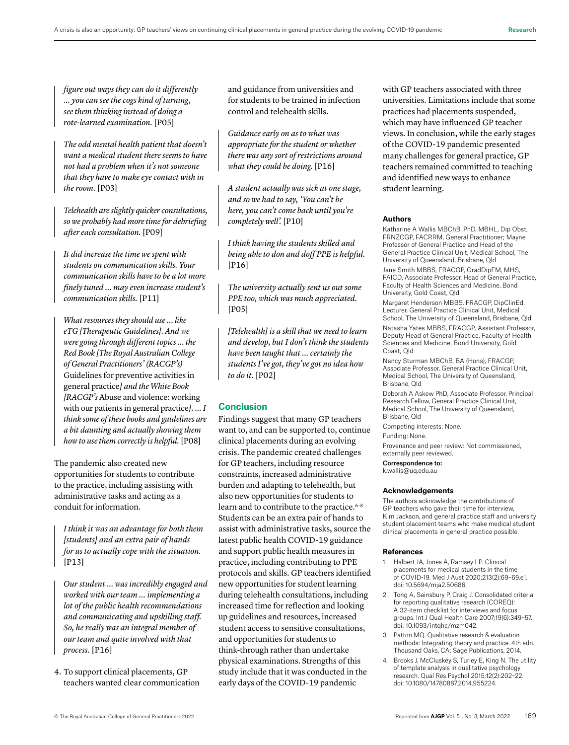*figure out ways they can do it differently ... you can see the cogs kind of turning, see them thinking instead of doing a rote-learned examination.* [P05]

*The odd mental health patient that doesn't want a medical student there seems to have not had a problem when it's not someone that they have to make eye contact with in the room.* [P03]

*Telehealth are slightly quicker consultations, so we probably had more time for debriefing after each consultation.* [P09]

*It did increase the time we spent with students on communication skills. Your communication skills have to be a lot more finely tuned ... may even increase student's communication skills.* [P11]

*What resources they should use ... like eTG [Therapeutic Guidelines]. And we were going through different topics ... the Red Book [The Royal Australian College of General Practitioners' (RACGP's)* Guidelines for preventive activities in general practice*] and the White Book [RACGP's* Abuse and violence: working with our patients in general practice*]. ... I think some of these books and guidelines are a bit daunting and actually showing them how to use them correctly is helpful.* [P08]

The pandemic also created new opportunities for students to contribute to the practice, including assisting with administrative tasks and acting as a conduit for information.

*I think it was an advantage for both them [students] and an extra pair of hands for us to actually cope with the situation.* [P13]

*Our student ... was incredibly engaged and worked with our team ... implementing a lot of the public health recommendations and communicating and upskilling staff. So, he really was an integral member of our team and quite involved with that process.* [P16]

4. To support clinical placements, GP teachers wanted clear communication and guidance from universities and for students to be trained in infection control and telehealth skills.

*Guidance early on as to what was appropriate for the student or whether there was any sort of restrictions around what they could be doing.* [P16]

*A student actually was sick at one stage, and so we had to say, 'You can't be here, you can't come back until you're completely well'.* [P10]

*I think having the students skilled and being able to don and doff PPE is helpful.* [P16]

*The university actually sent us out some PPE too, which was much appreciated.* [P05]

*[Telehealth] is a skill that we need to learn and develop, but I don't think the students have been taught that ... certainly the students I've got, they've got no idea how to do it.* [P02]

## Conclusion

Findings suggest that many GP teachers want to, and can be supported to, continue clinical placements during an evolving crisis. The pandemic created challenges for GP teachers, including resource constraints, increased administrative burden and adapting to telehealth, but also new opportunities for students to learn and to contribute to the practice.[6–8] Students can be an extra pair of hands to assist with administrative tasks, source the latest public health COVID-19 guidance and support public health measures in practice, including contributing to PPE protocols and skills. GP teachers identified new opportunities for student learning during telehealth consultations, including increased time for reflection and looking up guidelines and resources, increased student access to sensitive consultations, and opportunities for students to think-through rather than undertake physical examinations. Strengths of this study include that it was conducted in the early days of the COVID-19 pandemic with GP teachers associated with three universities. Limitations include that some practices had placements suspended, which may have influenced GP teacher views. In conclusion, while the early stages of the COVID-19 pandemic presented many challenges for general practice, GP teachers remained committed to teaching and identified new ways to enhance student learning.

### Authors

Katharine A Wallis MBChB, PhD, MBHL, Dip Obst, FRNZCGP, FACRRM, General Practitioner; Mayne Professor of General Practice and Head of the General Practice Clinical Unit, Medical School, The University of Queensland, Brisbane, Qld

Jane Smith MBBS, FRACGP, GradDipFM, MHS, FAICD, Associate Professor, Head of General Practice, Faculty of Health Sciences and Medicine, Bond University, Gold Coast, Qld

Margaret Henderson MBBS, FRACGP, DipClinEd, Lecturer, General Practice Clinical Unit, Medical School, The University of Queensland, Brisbane, Qld

Natasha Yates MBBS, FRACGP, Assistant Professor, Deputy Head of General Practice, Faculty of Health Sciences and Medicine, Bond University, Gold Coast, Qld

Nancy Sturman MBChB, BA (Hons), FRACGP, Associate Professor, General Practice Clinical Unit, Medical School, The University of Queensland, Brisbane, Qld

Deborah A Askew PhD, Associate Professor, Principal Research Fellow, General Practice Clinical Unit, Medical School, The University of Queensland, Brisbane, Qld

Competing interests: None.

Funding: None.

Provenance and peer review: Not commissioned, externally peer reviewed.

**Correspondence to:**
k.wallis@uq.edu.au

### Acknowledgements

The authors acknowledge the contributions of GP teachers who gave their time for interview, Kim Jackson, and general practice staff and university student placement teams who make medical student clinical placements in general practice possible.

### References

1. Halbert JA, Jones A, Ramsey LP. Clinical placements for medical students in the time of COVID-19. Med J Aust 2020;213(2):69–69.e1. doi: 10.5694/mja2.50686.
2. Tong A, Sainsbury P, Craig J. Consolidated criteria for reporting qualitative research (COREQ): A 32-item checklist for interviews and focus groups. Int J Qual Health Care 2007;19(6):349–57. doi: 10.1093/intqhc/mzm042.
3. Patton MQ. Qualitative research & evaluation methods: Integrating theory and practice. 4th edn. Thousand Oaks, CA: Sage Publications, 2014.
4. Brooks J, McCluskey S, Turley E, King N. The utility of template analysis in qualitative psychology research. Qual Res Psychol 2015;12(2):202–22. doi: 10.1080/14780887.2014.955224.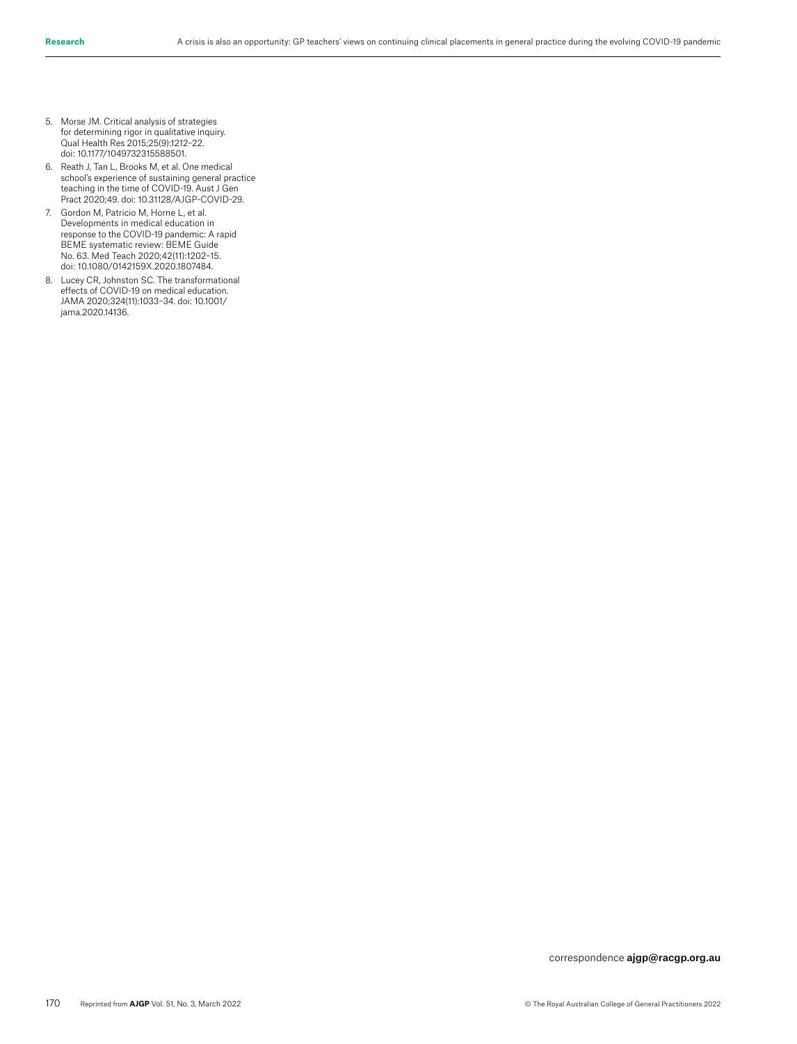5. Morse JM. Critical analysis of strategies for determining rigor in qualitative inquiry. Qual Health Res 2015;25(9):1212–22. doi: 10.1177/1049732315588501.
6. Reath J, Tan L, Brooks M, et al. One medical school's experience of sustaining general practice teaching in the time of COVID-19. Aust J Gen Pract 2020;49. doi: 10.31128/AJGP-COVID-29.
7. Gordon M, Patricio M, Horne L, et al. Developments in medical education in response to the COVID-19 pandemic: A rapid BEME systematic review: BEME Guide No. 63. Med Teach 2020;42(11):1202–15. doi: 10.1080/0142159X.2020.1807484.
8. Lucey CR, Johnston SC. The transformational effects of COVID-19 on medical education. JAMA 2020;324(11):1033–34. doi: 10.1001/jama.2020.14136.

correspondence **ajgp@racgp.org.au**